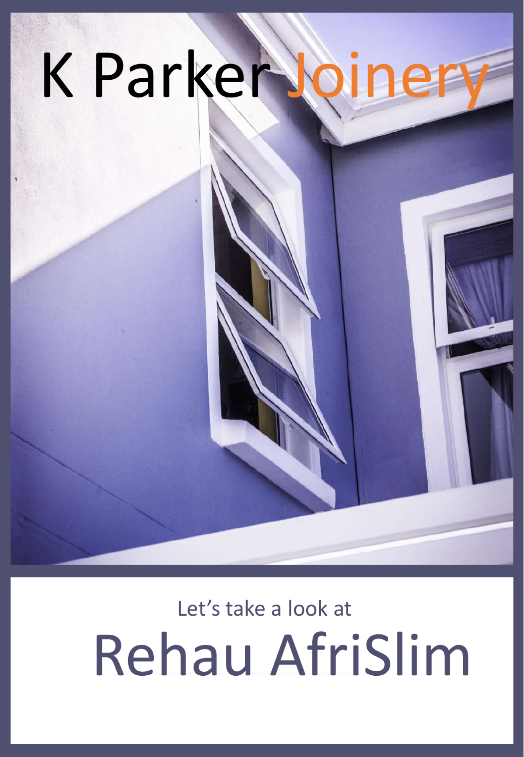# K Parker Joinery

Let's take a look at

# Rehau AfriSlim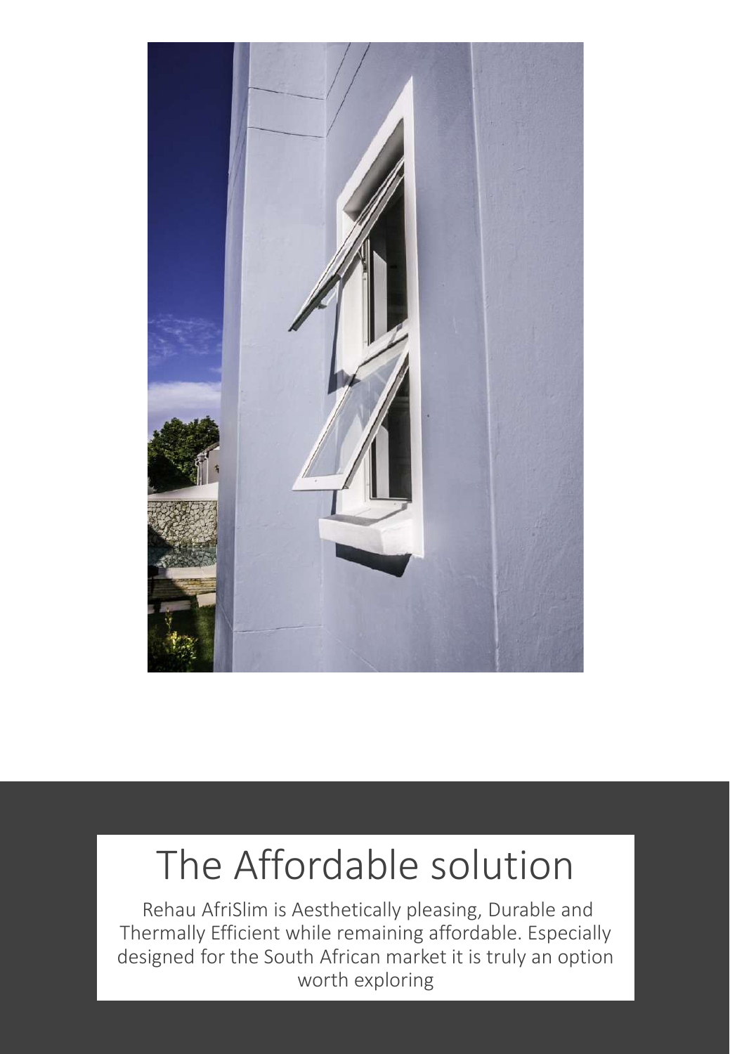# The Affordable solution

Rehau AfriSlim is Aesthetically pleasing, Durable and Thermally Efficient while remaining affordable. Especially designed for the South African market it is truly an option worth exploring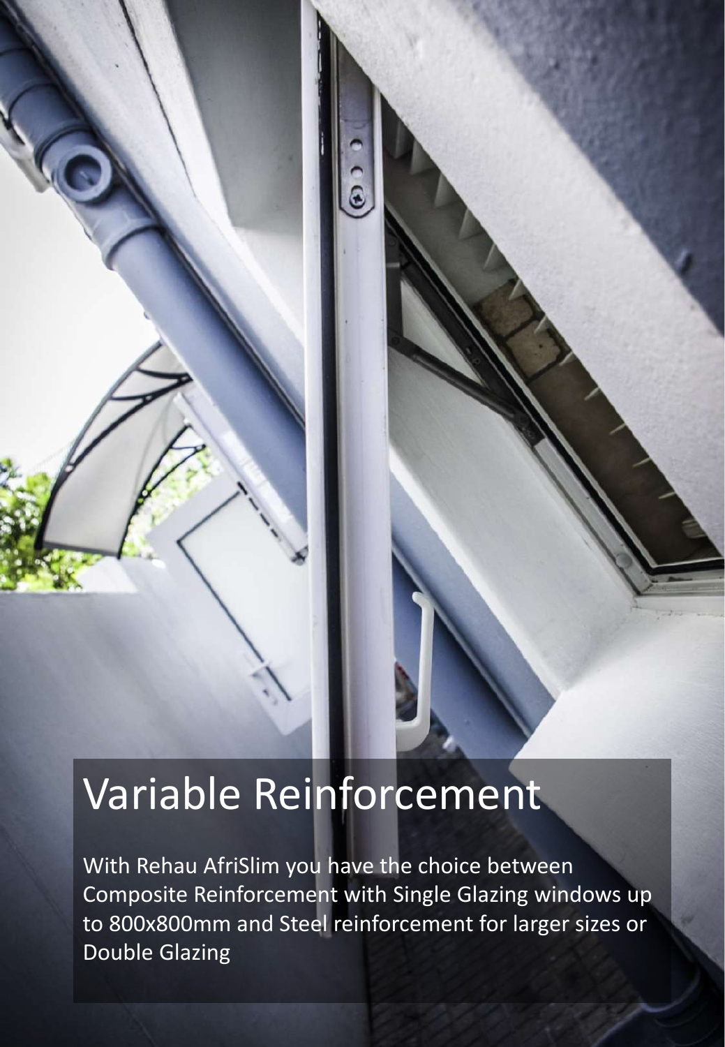# Variable Reinforcement

With Rehau AfriSlim you have the choice between Composite Reinforcement with Single Glazing windows up to 800x800mm and Steel reinforcement for larger sizes or Double Glazing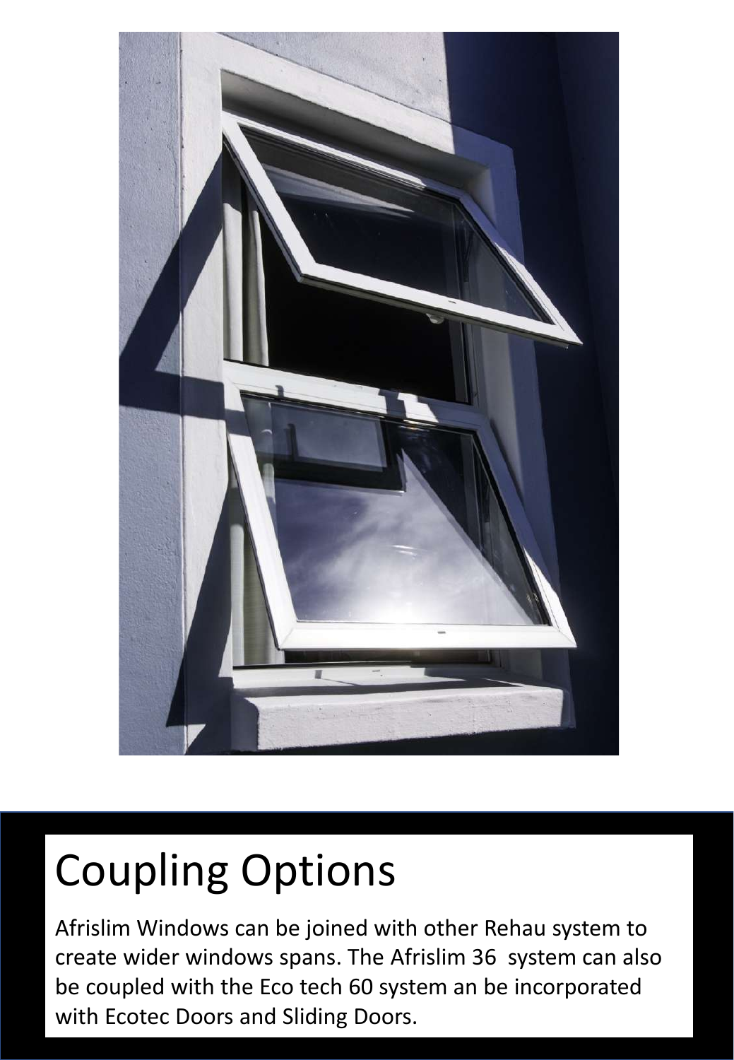# Coupling Options

Afrislim Windows can be joined with other Rehau system to create wider windows spans. The Afrislim 36 system can also be coupled with the Eco tech 60 system an be incorporated with Ecotec Doors and Sliding Doors.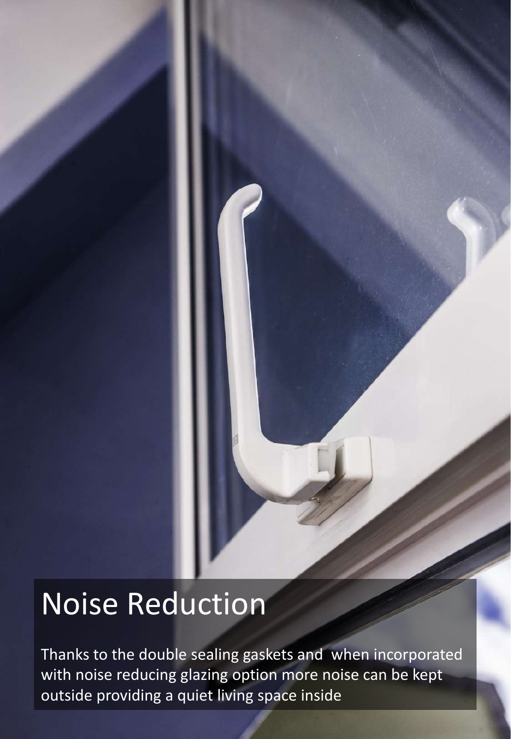# Noise Reduction

Thanks to the double sealing gaskets and  when incorporated with noise reducing glazing option more noise can be kept outside providing a quiet living space inside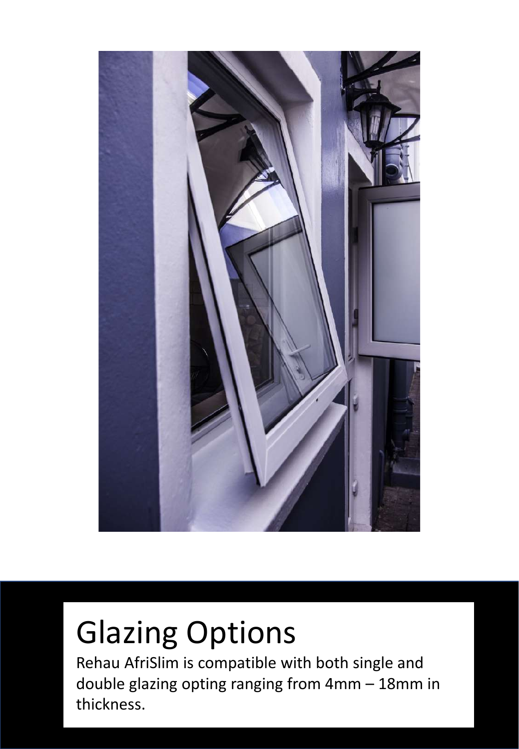# Glazing Options

Rehau AfriSlim is compatible with both single and double glazing opting ranging from 4mm – 18mm in thickness.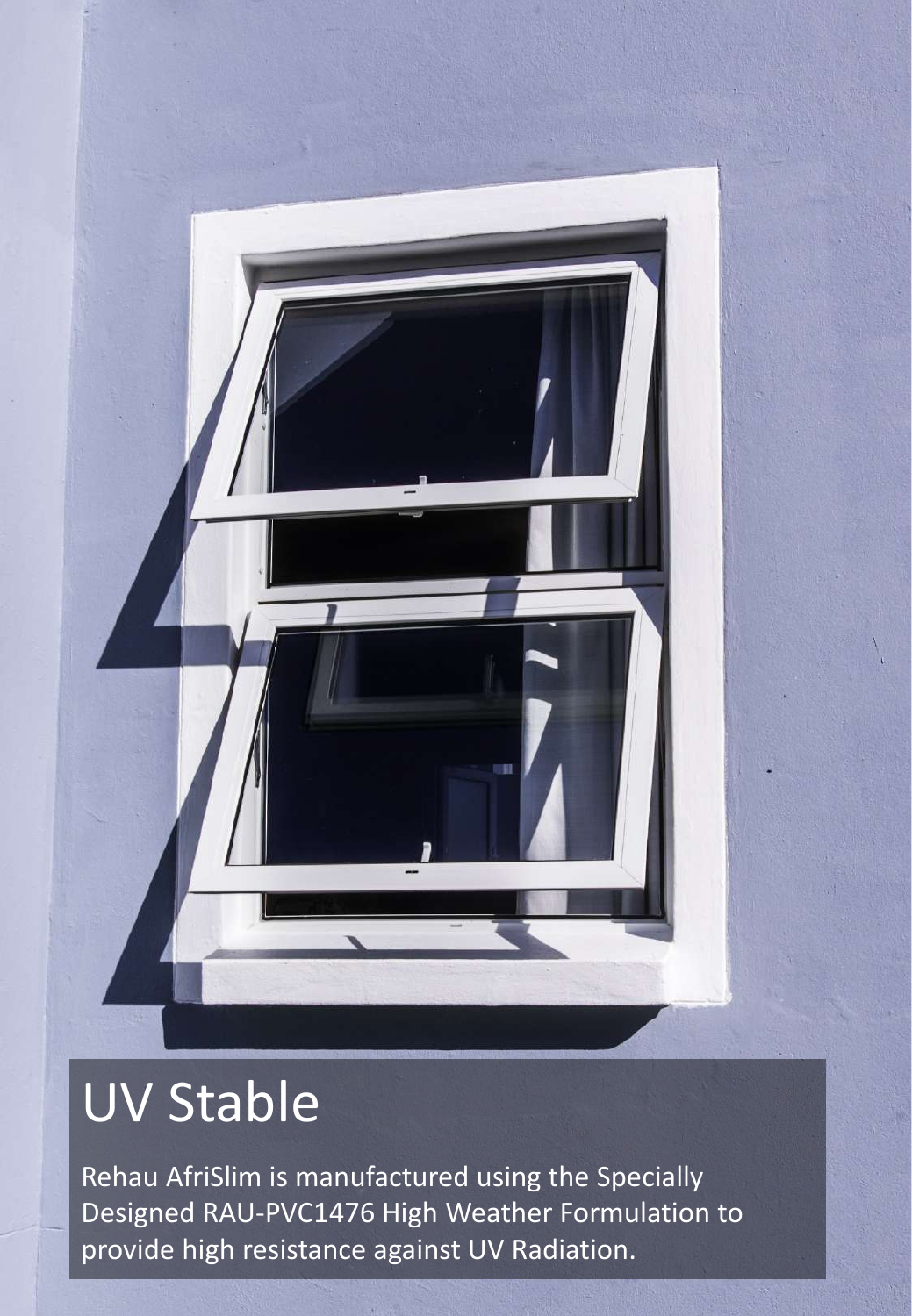# UV Stable

Rehau AfriSlim is manufactured using the Specially Designed RAU-PVC1476 High Weather Formulation to provide high resistance against UV Radiation.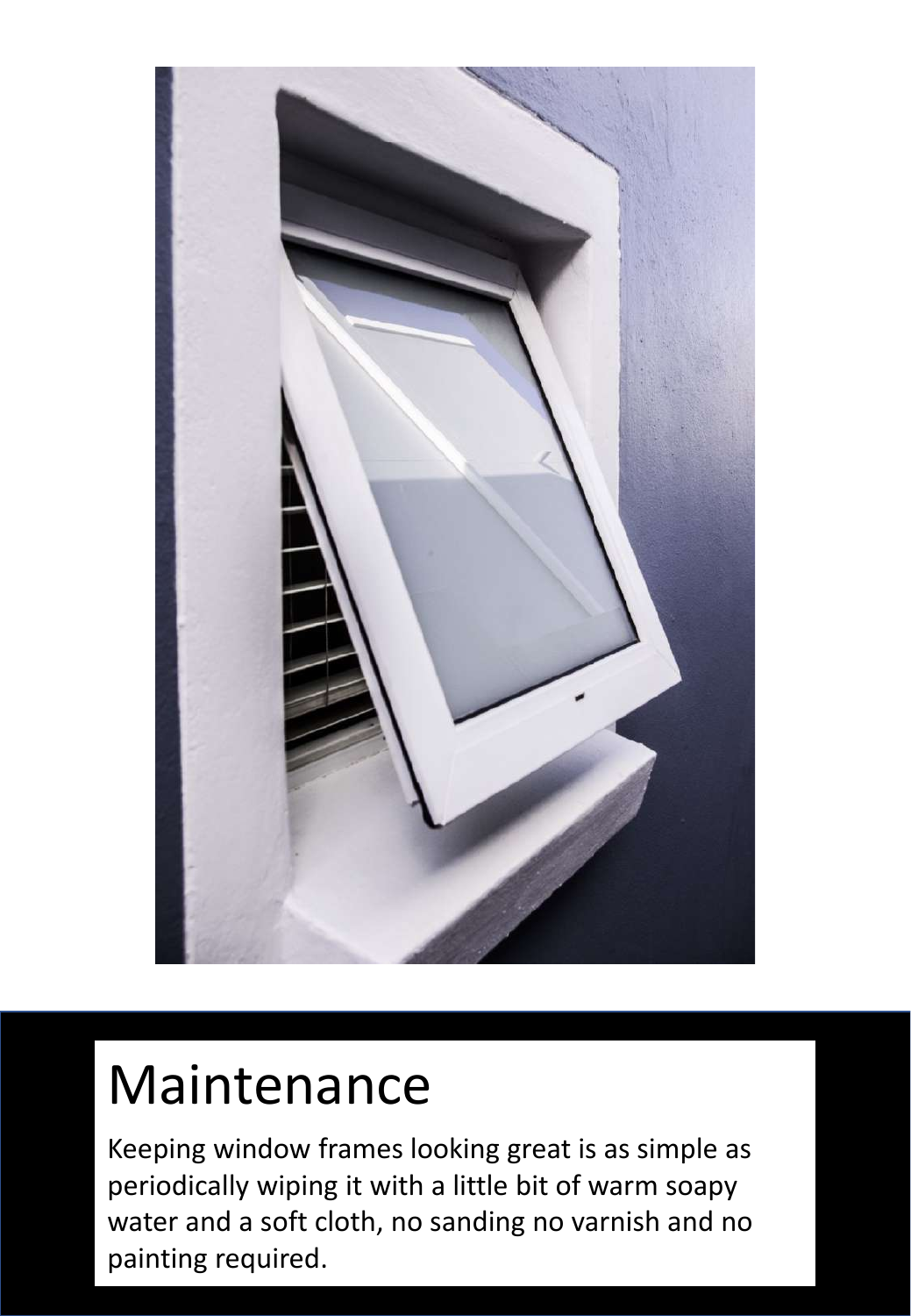# Maintenance

Keeping window frames looking great is as simple as periodically wiping it with a little bit of warm soapy water and a soft cloth, no sanding no varnish and no painting required.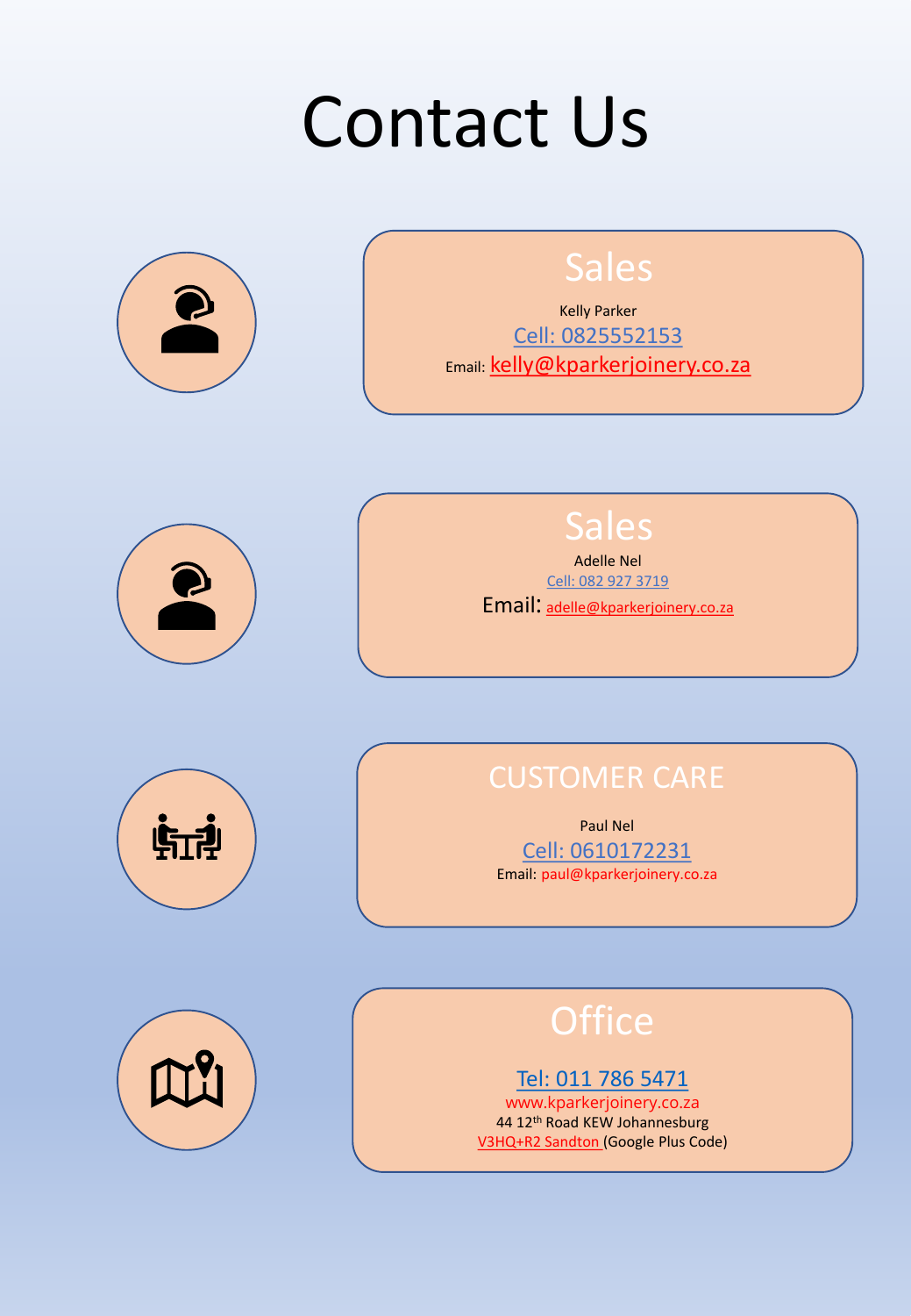# Contact Us

## Sales

Kelly Parker

Cell: 0825552153

Email: kelly@kparkerjoinery.co.za

## Sales

Adelle Nel

Cell: 082 927 3719

Email: adelle@kparkerjoinery.co.za

## CUSTOMER CARE

Paul Nel

Cell: 0610172231

Email: paul@kparkerjoinery.co.za

## Office

Tel: 011 786 5471

www.kparkerjoinery.co.za

44 12th Road KEW Johannesburg

V3HQ+R2 Sandton (Google Plus Code)